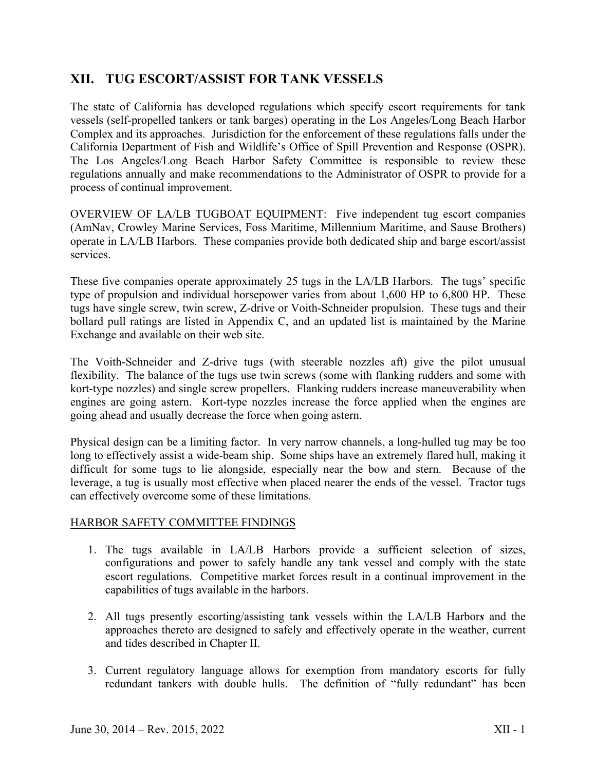# XII. TUG ESCORT/ASSIST FOR TANK VESSELS

The state of California has developed regulations which specify escort requirements for tank vessels (self-propelled tankers or tank barges) operating in the Los Angeles/Long Beach Harbor Complex and its approaches. Jurisdiction for the enforcement of these regulations falls under the California Department of Fish and Wildlife's Office of Spill Prevention and Response (OSPR). The Los Angeles/Long Beach Harbor Safety Committee is responsible to review these regulations annually and make recommendations to the Administrator of OSPR to provide for a process of continual improvement.

OVERVIEW OF LA/LB TUGBOAT EQUIPMENT: Five independent tug escort companies (AmNav, Crowley Marine Services, Foss Maritime, Millennium Maritime, and Sause Brothers) operate in LA/LB Harbors. These companies provide both dedicated ship and barge escort/assist services.

These five companies operate approximately 25 tugs in the LA/LB Harbors. The tugs' specific type of propulsion and individual horsepower varies from about 1,600 HP to 6,800 HP. These tugs have single screw, twin screw, Z-drive or Voith-Schneider propulsion. These tugs and their bollard pull ratings are listed in Appendix C, and an updated list is maintained by the Marine Exchange and available on their web site.

The Voith-Schneider and Z-drive tugs (with steerable nozzles aft) give the pilot unusual flexibility. The balance of the tugs use twin screws (some with flanking rudders and some with kort-type nozzles) and single screw propellers. Flanking rudders increase maneuverability when engines are going astern. Kort-type nozzles increase the force applied when the engines are going ahead and usually decrease the force when going astern.

Physical design can be a limiting factor. In very narrow channels, a long-hulled tug may be too long to effectively assist a wide-beam ship. Some ships have an extremely flared hull, making it difficult for some tugs to lie alongside, especially near the bow and stern. Because of the leverage, a tug is usually most effective when placed nearer the ends of the vessel. Tractor tugs can effectively overcome some of these limitations.

HARBOR SAFETY COMMITTEE FINDINGS

1. The tugs available in LA/LB Harbors provide a sufficient selection of sizes, configurations and power to safely handle any tank vessel and comply with the state escort regulations. Competitive market forces result in a continual improvement in the capabilities of tugs available in the harbors.

2. All tugs presently escorting/assisting tank vessels within the LA/LB Harbor*s* and the approaches thereto are designed to safely and effectively operate in the weather, current and tides described in Chapter II.

3. Current regulatory language allows for exemption from mandatory escorts for fully redundant tankers with double hulls. The definition of "fully redundant" has been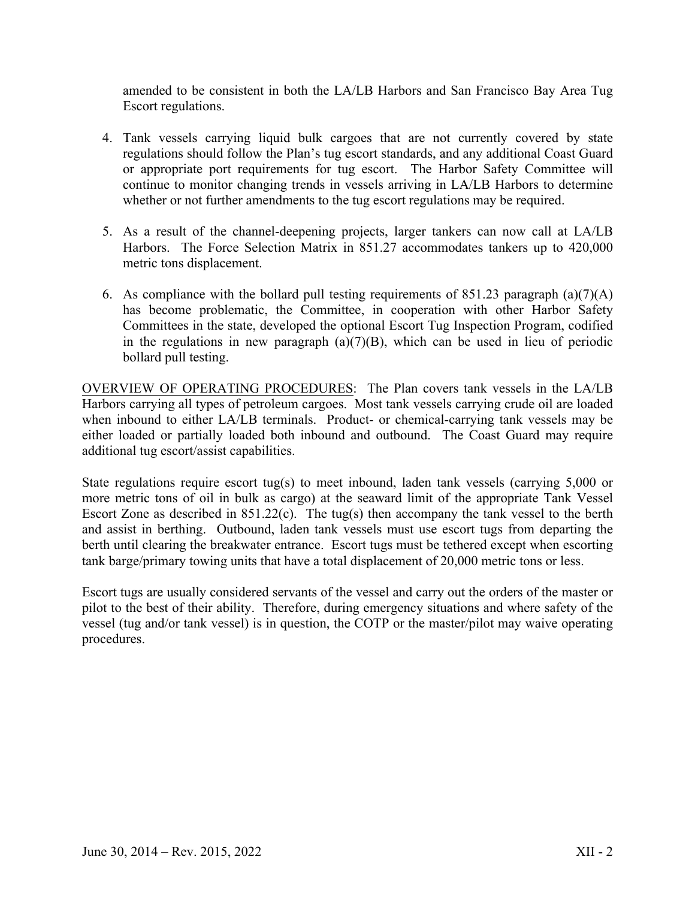amended to be consistent in both the LA/LB Harbors and San Francisco Bay Area Tug Escort regulations.

4. Tank vessels carrying liquid bulk cargoes that are not currently covered by state regulations should follow the Plan's tug escort standards, and any additional Coast Guard or appropriate port requirements for tug escort. The Harbor Safety Committee will continue to monitor changing trends in vessels arriving in LA/LB Harbors to determine whether or not further amendments to the tug escort regulations may be required.

5. As a result of the channel-deepening projects, larger tankers can now call at LA/LB Harbors. The Force Selection Matrix in 851.27 accommodates tankers up to 420,000 metric tons displacement.

6. As compliance with the bollard pull testing requirements of 851.23 paragraph (a)(7)(A) has become problematic, the Committee, in cooperation with other Harbor Safety Committees in the state, developed the optional Escort Tug Inspection Program, codified in the regulations in new paragraph (a)(7)(B), which can be used in lieu of periodic bollard pull testing.

<u>OVERVIEW OF OPERATING PROCEDURES</u>: The Plan covers tank vessels in the LA/LB Harbors carrying all types of petroleum cargoes. Most tank vessels carrying crude oil are loaded when inbound to either LA/LB terminals. Product- or chemical-carrying tank vessels may be either loaded or partially loaded both inbound and outbound. The Coast Guard may require additional tug escort/assist capabilities.

State regulations require escort tug(s) to meet inbound, laden tank vessels (carrying 5,000 or more metric tons of oil in bulk as cargo) at the seaward limit of the appropriate Tank Vessel Escort Zone as described in 851.22(c). The tug(s) then accompany the tank vessel to the berth and assist in berthing. Outbound, laden tank vessels must use escort tugs from departing the berth until clearing the breakwater entrance. Escort tugs must be tethered except when escorting tank barge/primary towing units that have a total displacement of 20,000 metric tons or less.

Escort tugs are usually considered servants of the vessel and carry out the orders of the master or pilot to the best of their ability. Therefore, during emergency situations and where safety of the vessel (tug and/or tank vessel) is in question, the COTP or the master/pilot may waive operating procedures.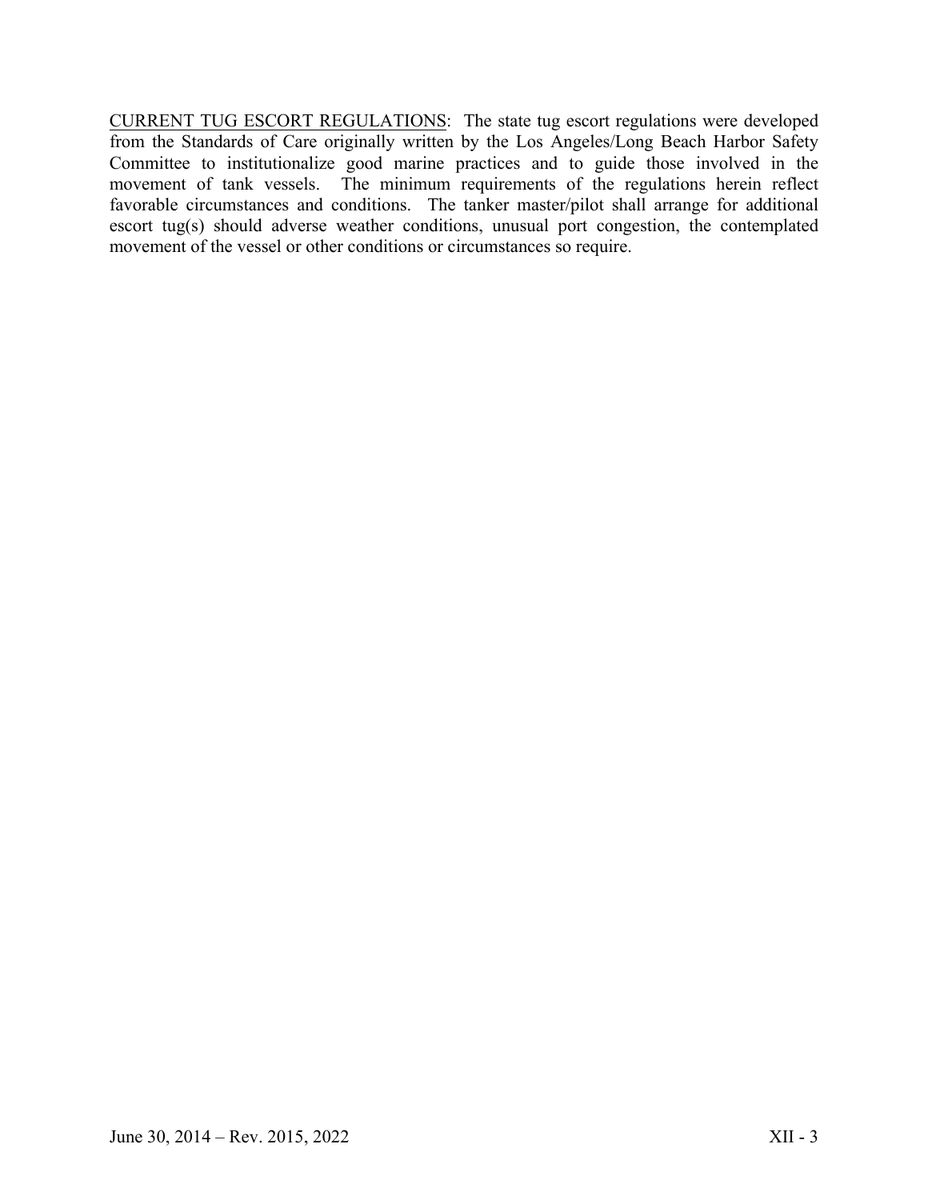<u>CURRENT TUG ESCORT REGULATIONS</u>: The state tug escort regulations were developed from the Standards of Care originally written by the Los Angeles/Long Beach Harbor Safety Committee to institutionalize good marine practices and to guide those involved in the movement of tank vessels. The minimum requirements of the regulations herein reflect favorable circumstances and conditions. The tanker master/pilot shall arrange for additional escort tug(s) should adverse weather conditions, unusual port congestion, the contemplated movement of the vessel or other conditions or circumstances so require.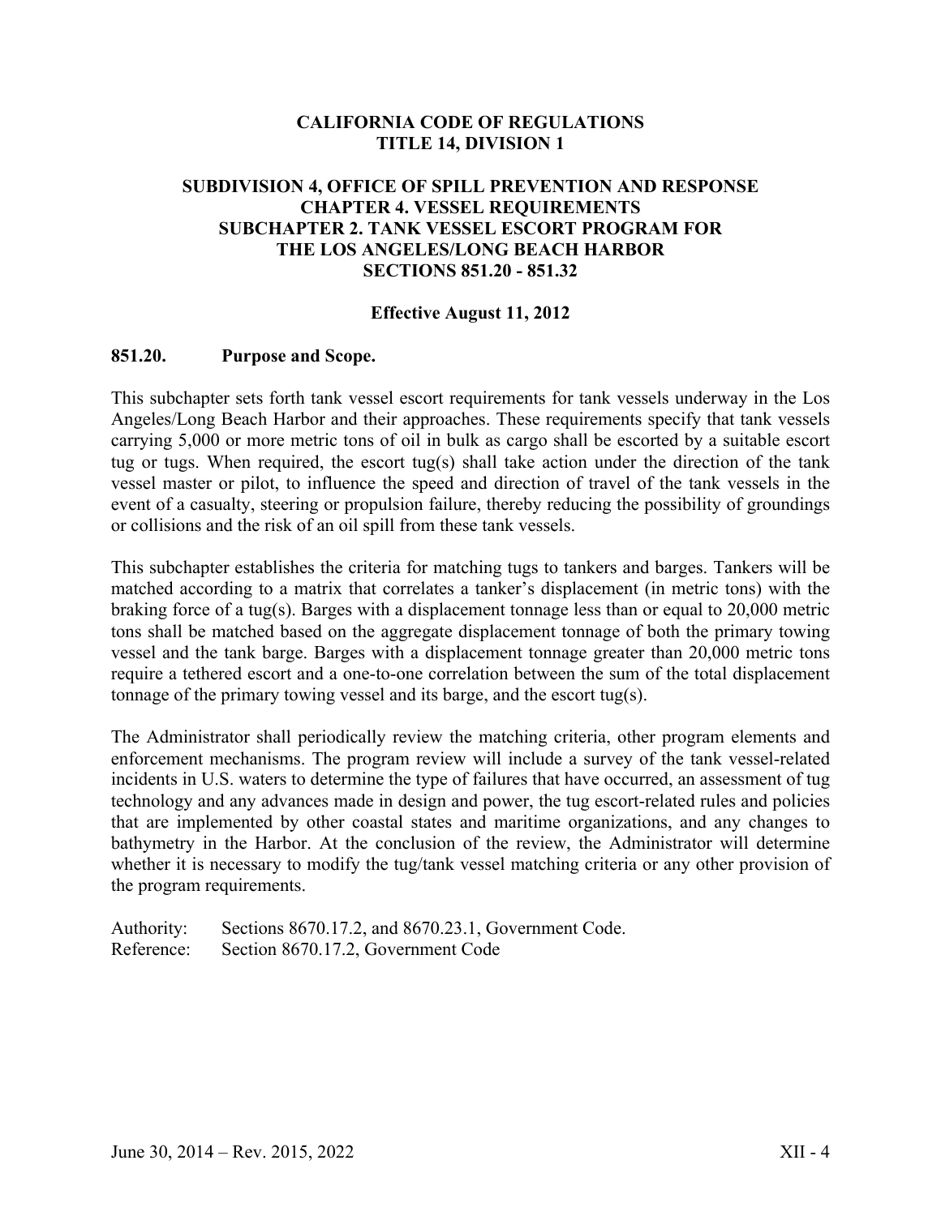**CALIFORNIA CODE OF REGULATIONS**
**TITLE 14, DIVISION 1**

**SUBDIVISION 4, OFFICE OF SPILL PREVENTION AND RESPONSE**
**CHAPTER 4. VESSEL REQUIREMENTS**
**SUBCHAPTER 2. TANK VESSEL ESCORT PROGRAM FOR THE LOS ANGELES/LONG BEACH HARBOR**
**SECTIONS 851.20 - 851.32**

**Effective August 11, 2012**

### 851.20. Purpose and Scope.

This subchapter sets forth tank vessel escort requirements for tank vessels underway in the Los Angeles/Long Beach Harbor and their approaches. These requirements specify that tank vessels carrying 5,000 or more metric tons of oil in bulk as cargo shall be escorted by a suitable escort tug or tugs. When required, the escort tug(s) shall take action under the direction of the tank vessel master or pilot, to influence the speed and direction of travel of the tank vessels in the event of a casualty, steering or propulsion failure, thereby reducing the possibility of groundings or collisions and the risk of an oil spill from these tank vessels.

This subchapter establishes the criteria for matching tugs to tankers and barges. Tankers will be matched according to a matrix that correlates a tanker's displacement (in metric tons) with the braking force of a tug(s). Barges with a displacement tonnage less than or equal to 20,000 metric tons shall be matched based on the aggregate displacement tonnage of both the primary towing vessel and the tank barge. Barges with a displacement tonnage greater than 20,000 metric tons require a tethered escort and a one-to-one correlation between the sum of the total displacement tonnage of the primary towing vessel and its barge, and the escort tug(s).

The Administrator shall periodically review the matching criteria, other program elements and enforcement mechanisms. The program review will include a survey of the tank vessel-related incidents in U.S. waters to determine the type of failures that have occurred, an assessment of tug technology and any advances made in design and power, the tug escort-related rules and policies that are implemented by other coastal states and maritime organizations, and any changes to bathymetry in the Harbor. At the conclusion of the review, the Administrator will determine whether it is necessary to modify the tug/tank vessel matching criteria or any other provision of the program requirements.

Authority: Sections 8670.17.2, and 8670.23.1, Government Code.
Reference: Section 8670.17.2, Government Code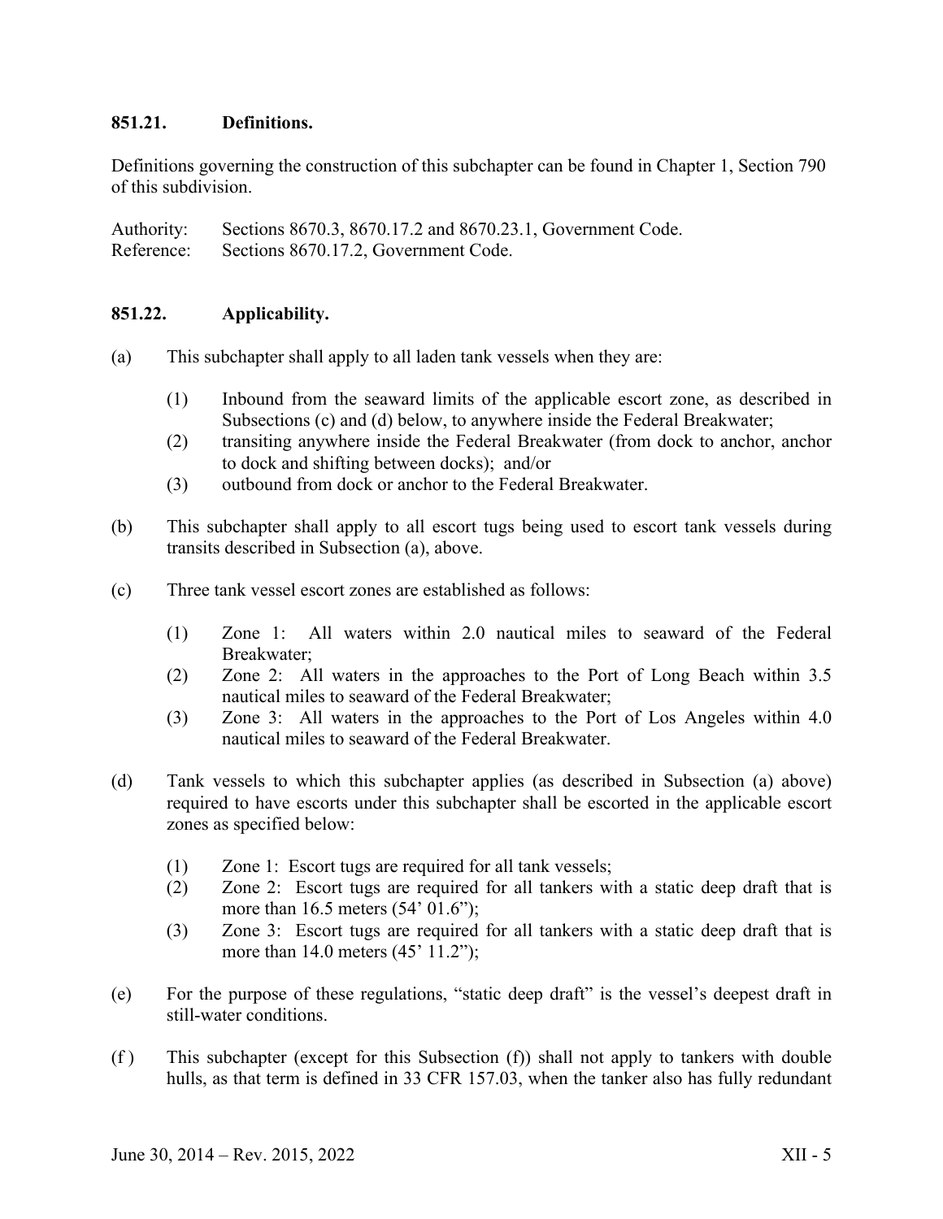### 851.21. Definitions.

Definitions governing the construction of this subchapter can be found in Chapter 1, Section 790 of this subdivision.

Authority: Sections 8670.3, 8670.17.2 and 8670.23.1, Government Code.
Reference: Sections 8670.17.2, Government Code.

### 851.22. Applicability.

(a) This subchapter shall apply to all laden tank vessels when they are:

  (1) Inbound from the seaward limits of the applicable escort zone, as described in Subsections (c) and (d) below, to anywhere inside the Federal Breakwater;
  (2) transiting anywhere inside the Federal Breakwater (from dock to anchor, anchor to dock and shifting between docks); and/or
  (3) outbound from dock or anchor to the Federal Breakwater.

(b) This subchapter shall apply to all escort tugs being used to escort tank vessels during transits described in Subsection (a), above.

(c) Three tank vessel escort zones are established as follows:

  (1) Zone 1: All waters within 2.0 nautical miles to seaward of the Federal Breakwater;
  (2) Zone 2: All waters in the approaches to the Port of Long Beach within 3.5 nautical miles to seaward of the Federal Breakwater;
  (3) Zone 3: All waters in the approaches to the Port of Los Angeles within 4.0 nautical miles to seaward of the Federal Breakwater.

(d) Tank vessels to which this subchapter applies (as described in Subsection (a) above) required to have escorts under this subchapter shall be escorted in the applicable escort zones as specified below:

  (1) Zone 1: Escort tugs are required for all tank vessels;
  (2) Zone 2: Escort tugs are required for all tankers with a static deep draft that is more than 16.5 meters (54' 01.6");
  (3) Zone 3: Escort tugs are required for all tankers with a static deep draft that is more than 14.0 meters (45' 11.2");

(e) For the purpose of these regulations, "static deep draft" is the vessel's deepest draft in still-water conditions.

(f ) This subchapter (except for this Subsection (f)) shall not apply to tankers with double hulls, as that term is defined in 33 CFR 157.03, when the tanker also has fully redundant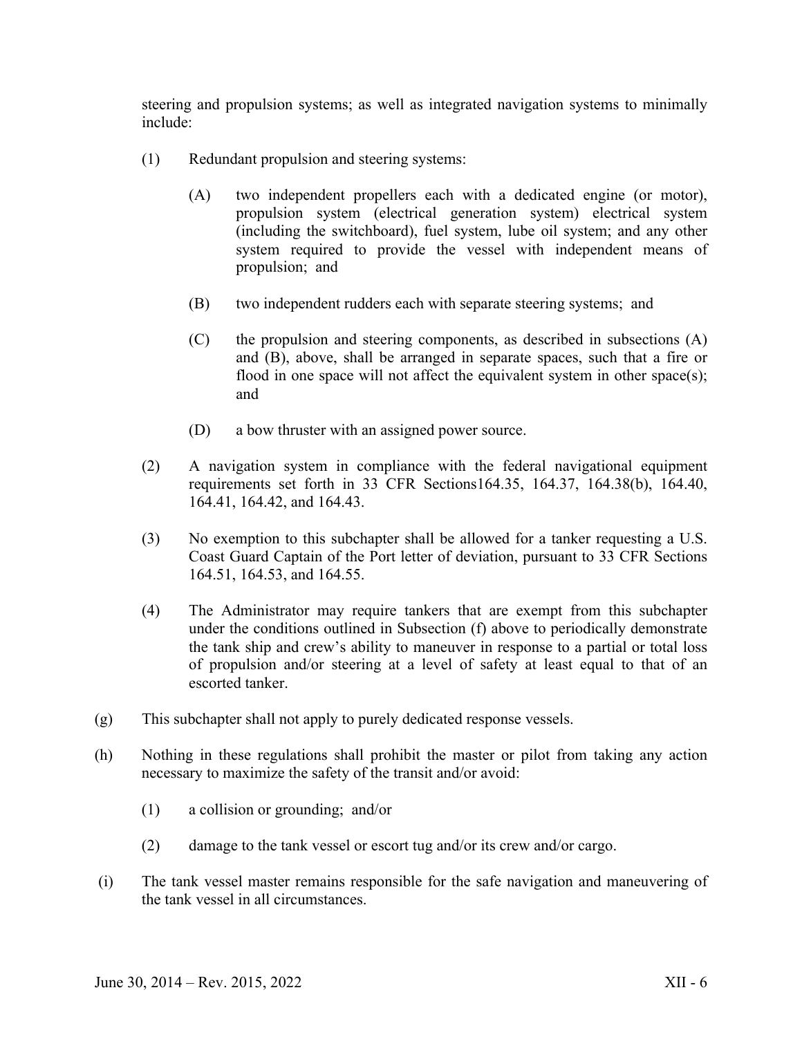steering and propulsion systems; as well as integrated navigation systems to minimally include:

(1) Redundant propulsion and steering systems:

(A) two independent propellers each with a dedicated engine (or motor), propulsion system (electrical generation system) electrical system (including the switchboard), fuel system, lube oil system; and any other system required to provide the vessel with independent means of propulsion; and

(B) two independent rudders each with separate steering systems; and

(C) the propulsion and steering components, as described in subsections (A) and (B), above, shall be arranged in separate spaces, such that a fire or flood in one space will not affect the equivalent system in other space(s); and

(D) a bow thruster with an assigned power source.

(2) A navigation system in compliance with the federal navigational equipment requirements set forth in 33 CFR Sections164.35, 164.37, 164.38(b), 164.40, 164.41, 164.42, and 164.43.

(3) No exemption to this subchapter shall be allowed for a tanker requesting a U.S. Coast Guard Captain of the Port letter of deviation, pursuant to 33 CFR Sections 164.51, 164.53, and 164.55.

(4) The Administrator may require tankers that are exempt from this subchapter under the conditions outlined in Subsection (f) above to periodically demonstrate the tank ship and crew's ability to maneuver in response to a partial or total loss of propulsion and/or steering at a level of safety at least equal to that of an escorted tanker.

(g) This subchapter shall not apply to purely dedicated response vessels.

(h) Nothing in these regulations shall prohibit the master or pilot from taking any action necessary to maximize the safety of the transit and/or avoid:

(1) a collision or grounding; and/or

(2) damage to the tank vessel or escort tug and/or its crew and/or cargo.

(i) The tank vessel master remains responsible for the safe navigation and maneuvering of the tank vessel in all circumstances.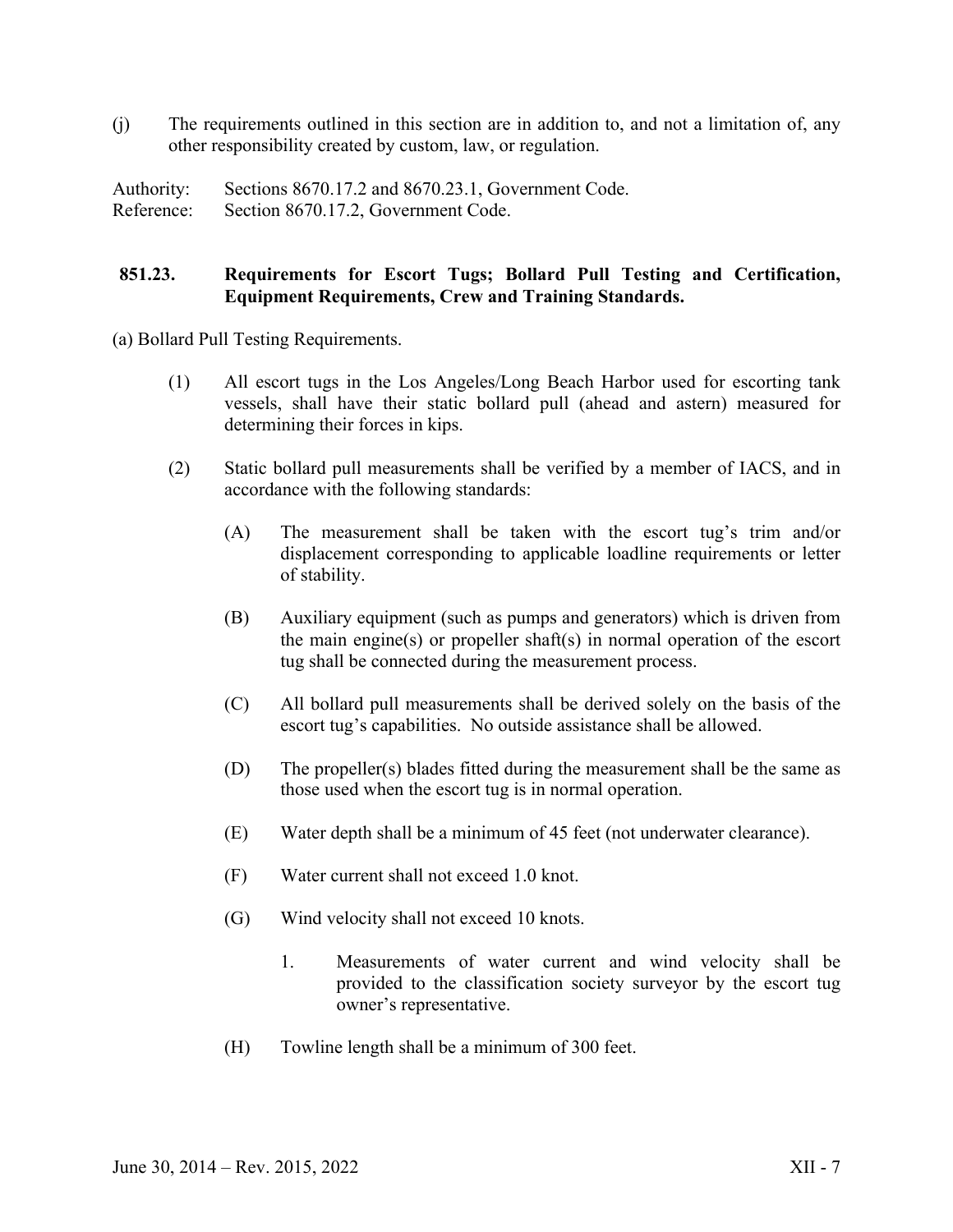(j) The requirements outlined in this section are in addition to, and not a limitation of, any other responsibility created by custom, law, or regulation.

Authority: Sections 8670.17.2 and 8670.23.1, Government Code.
Reference: Section 8670.17.2, Government Code.

### 851.23. Requirements for Escort Tugs; Bollard Pull Testing and Certification, Equipment Requirements, Crew and Training Standards.

(a) Bollard Pull Testing Requirements.

(1) All escort tugs in the Los Angeles/Long Beach Harbor used for escorting tank vessels, shall have their static bollard pull (ahead and astern) measured for determining their forces in kips.

(2) Static bollard pull measurements shall be verified by a member of IACS, and in accordance with the following standards:

(A) The measurement shall be taken with the escort tug's trim and/or displacement corresponding to applicable loadline requirements or letter of stability.

(B) Auxiliary equipment (such as pumps and generators) which is driven from the main engine(s) or propeller shaft(s) in normal operation of the escort tug shall be connected during the measurement process.

(C) All bollard pull measurements shall be derived solely on the basis of the escort tug's capabilities. No outside assistance shall be allowed.

(D) The propeller(s) blades fitted during the measurement shall be the same as those used when the escort tug is in normal operation.

(E) Water depth shall be a minimum of 45 feet (not underwater clearance).

(F) Water current shall not exceed 1.0 knot.

(G) Wind velocity shall not exceed 10 knots.

1. Measurements of water current and wind velocity shall be provided to the classification society surveyor by the escort tug owner's representative.

(H) Towline length shall be a minimum of 300 feet.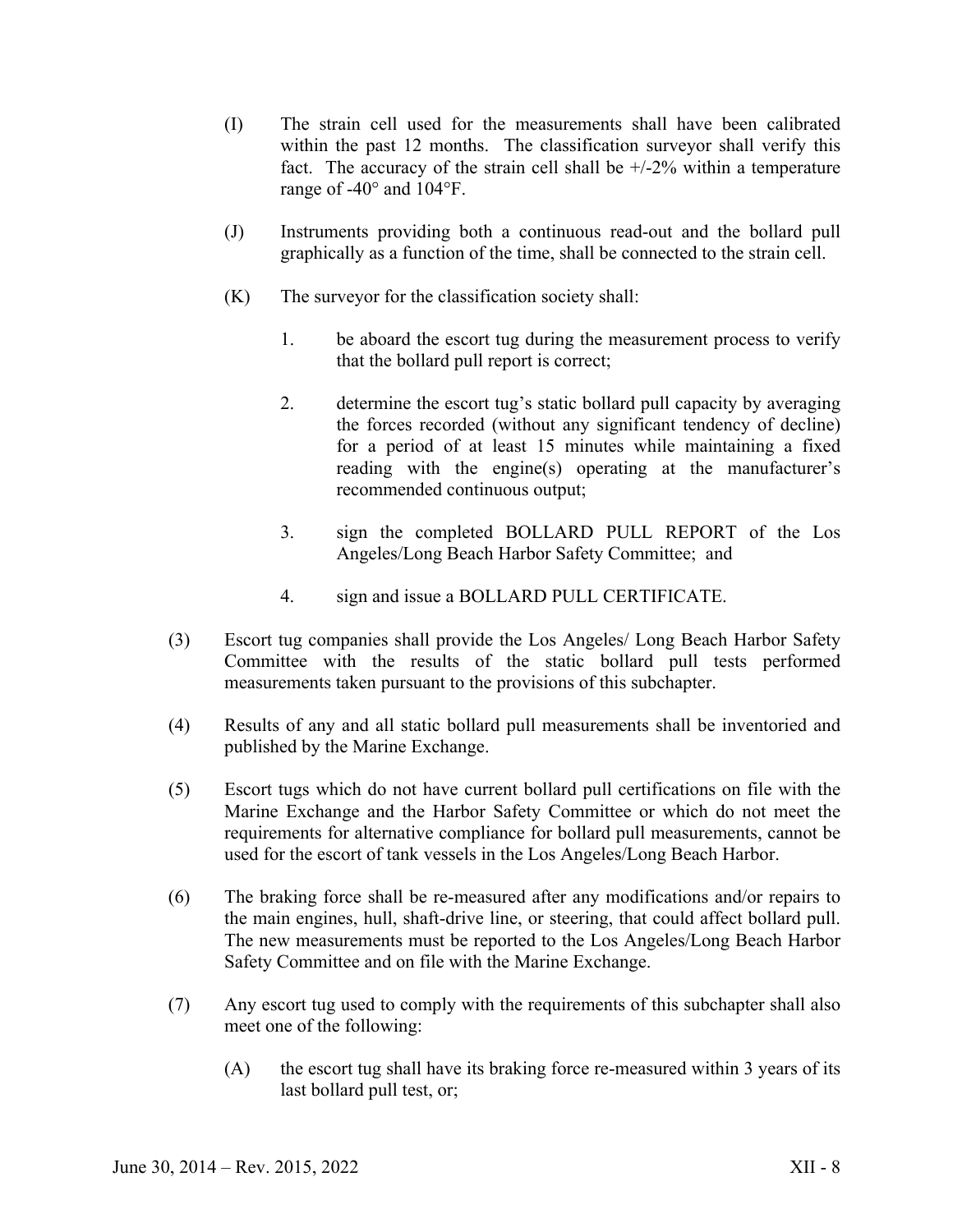(I) The strain cell used for the measurements shall have been calibrated within the past 12 months. The classification surveyor shall verify this fact. The accuracy of the strain cell shall be +/-2% within a temperature range of -40° and 104°F.

(J) Instruments providing both a continuous read-out and the bollard pull graphically as a function of the time, shall be connected to the strain cell.

(K) The surveyor for the classification society shall:

1. be aboard the escort tug during the measurement process to verify that the bollard pull report is correct;

2. determine the escort tug's static bollard pull capacity by averaging the forces recorded (without any significant tendency of decline) for a period of at least 15 minutes while maintaining a fixed reading with the engine(s) operating at the manufacturer's recommended continuous output;

3. sign the completed BOLLARD PULL REPORT of the Los Angeles/Long Beach Harbor Safety Committee; and

4. sign and issue a BOLLARD PULL CERTIFICATE.

(3) Escort tug companies shall provide the Los Angeles/ Long Beach Harbor Safety Committee with the results of the static bollard pull tests performed measurements taken pursuant to the provisions of this subchapter.

(4) Results of any and all static bollard pull measurements shall be inventoried and published by the Marine Exchange.

(5) Escort tugs which do not have current bollard pull certifications on file with the Marine Exchange and the Harbor Safety Committee or which do not meet the requirements for alternative compliance for bollard pull measurements, cannot be used for the escort of tank vessels in the Los Angeles/Long Beach Harbor.

(6) The braking force shall be re-measured after any modifications and/or repairs to the main engines, hull, shaft-drive line, or steering, that could affect bollard pull. The new measurements must be reported to the Los Angeles/Long Beach Harbor Safety Committee and on file with the Marine Exchange.

(7) Any escort tug used to comply with the requirements of this subchapter shall also meet one of the following:

(A) the escort tug shall have its braking force re-measured within 3 years of its last bollard pull test, or;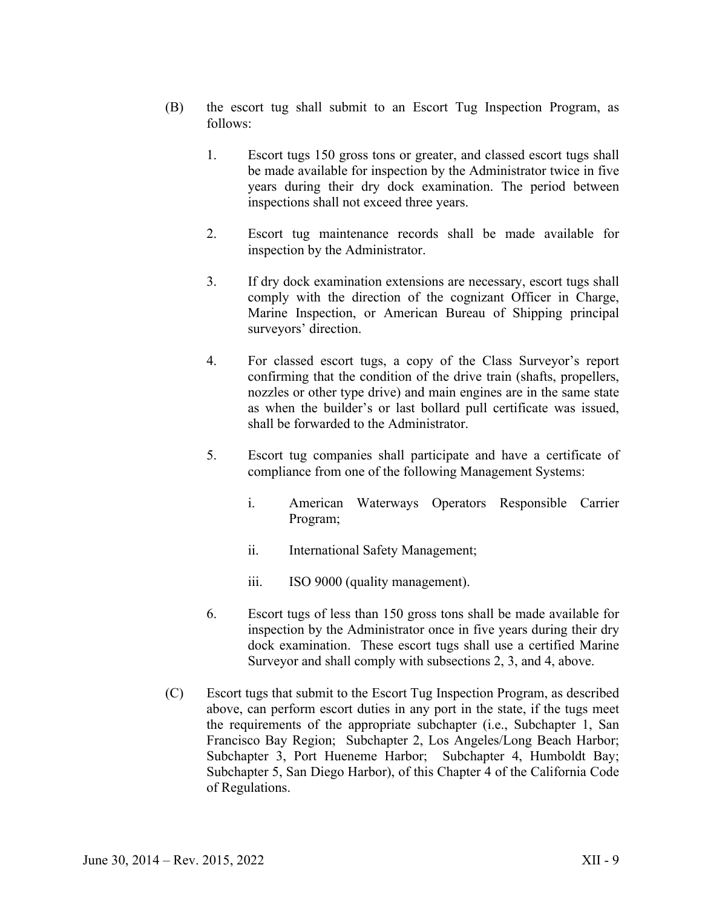(B) the escort tug shall submit to an Escort Tug Inspection Program, as follows:

1. Escort tugs 150 gross tons or greater, and classed escort tugs shall be made available for inspection by the Administrator twice in five years during their dry dock examination. The period between inspections shall not exceed three years.

2. Escort tug maintenance records shall be made available for inspection by the Administrator.

3. If dry dock examination extensions are necessary, escort tugs shall comply with the direction of the cognizant Officer in Charge, Marine Inspection, or American Bureau of Shipping principal surveyors' direction.

4. For classed escort tugs, a copy of the Class Surveyor's report confirming that the condition of the drive train (shafts, propellers, nozzles or other type drive) and main engines are in the same state as when the builder's or last bollard pull certificate was issued, shall be forwarded to the Administrator.

5. Escort tug companies shall participate and have a certificate of compliance from one of the following Management Systems:

   i. American Waterways Operators Responsible Carrier Program;

   ii. International Safety Management;

   iii. ISO 9000 (quality management).

6. Escort tugs of less than 150 gross tons shall be made available for inspection by the Administrator once in five years during their dry dock examination. These escort tugs shall use a certified Marine Surveyor and shall comply with subsections 2, 3, and 4, above.

(C) Escort tugs that submit to the Escort Tug Inspection Program, as described above, can perform escort duties in any port in the state, if the tugs meet the requirements of the appropriate subchapter (i.e., Subchapter 1, San Francisco Bay Region; Subchapter 2, Los Angeles/Long Beach Harbor; Subchapter 3, Port Hueneme Harbor; Subchapter 4, Humboldt Bay; Subchapter 5, San Diego Harbor), of this Chapter 4 of the California Code of Regulations.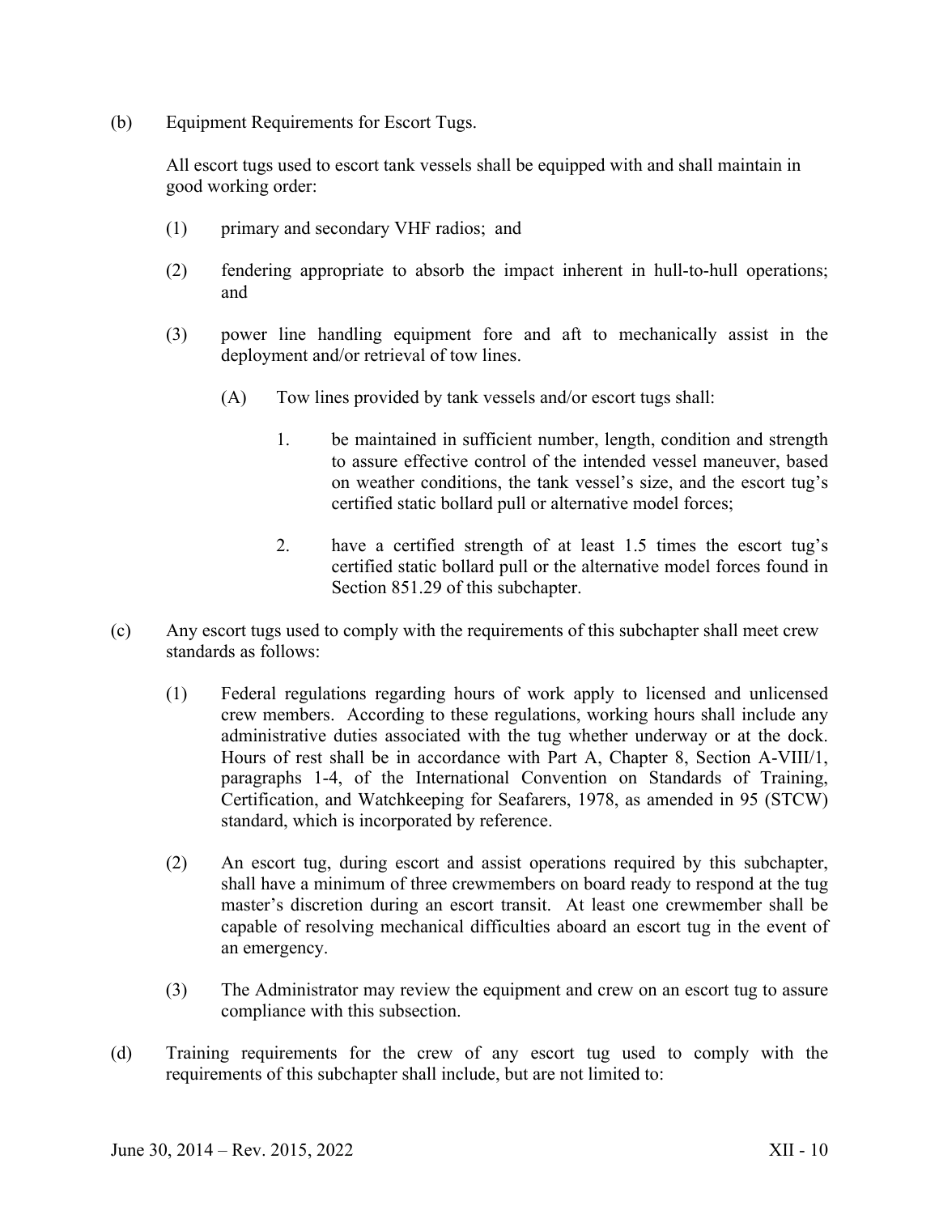(b) Equipment Requirements for Escort Tugs.

All escort tugs used to escort tank vessels shall be equipped with and shall maintain in good working order:

(1) primary and secondary VHF radios; and

(2) fendering appropriate to absorb the impact inherent in hull-to-hull operations; and

(3) power line handling equipment fore and aft to mechanically assist in the deployment and/or retrieval of tow lines.

(A) Tow lines provided by tank vessels and/or escort tugs shall:

1. be maintained in sufficient number, length, condition and strength to assure effective control of the intended vessel maneuver, based on weather conditions, the tank vessel's size, and the escort tug's certified static bollard pull or alternative model forces;

2. have a certified strength of at least 1.5 times the escort tug's certified static bollard pull or the alternative model forces found in Section 851.29 of this subchapter.

(c) Any escort tugs used to comply with the requirements of this subchapter shall meet crew standards as follows:

(1) Federal regulations regarding hours of work apply to licensed and unlicensed crew members. According to these regulations, working hours shall include any administrative duties associated with the tug whether underway or at the dock. Hours of rest shall be in accordance with Part A, Chapter 8, Section A-VIII/1, paragraphs 1-4, of the International Convention on Standards of Training, Certification, and Watchkeeping for Seafarers, 1978, as amended in 95 (STCW) standard, which is incorporated by reference.

(2) An escort tug, during escort and assist operations required by this subchapter, shall have a minimum of three crewmembers on board ready to respond at the tug master's discretion during an escort transit. At least one crewmember shall be capable of resolving mechanical difficulties aboard an escort tug in the event of an emergency.

(3) The Administrator may review the equipment and crew on an escort tug to assure compliance with this subsection.

(d) Training requirements for the crew of any escort tug used to comply with the requirements of this subchapter shall include, but are not limited to: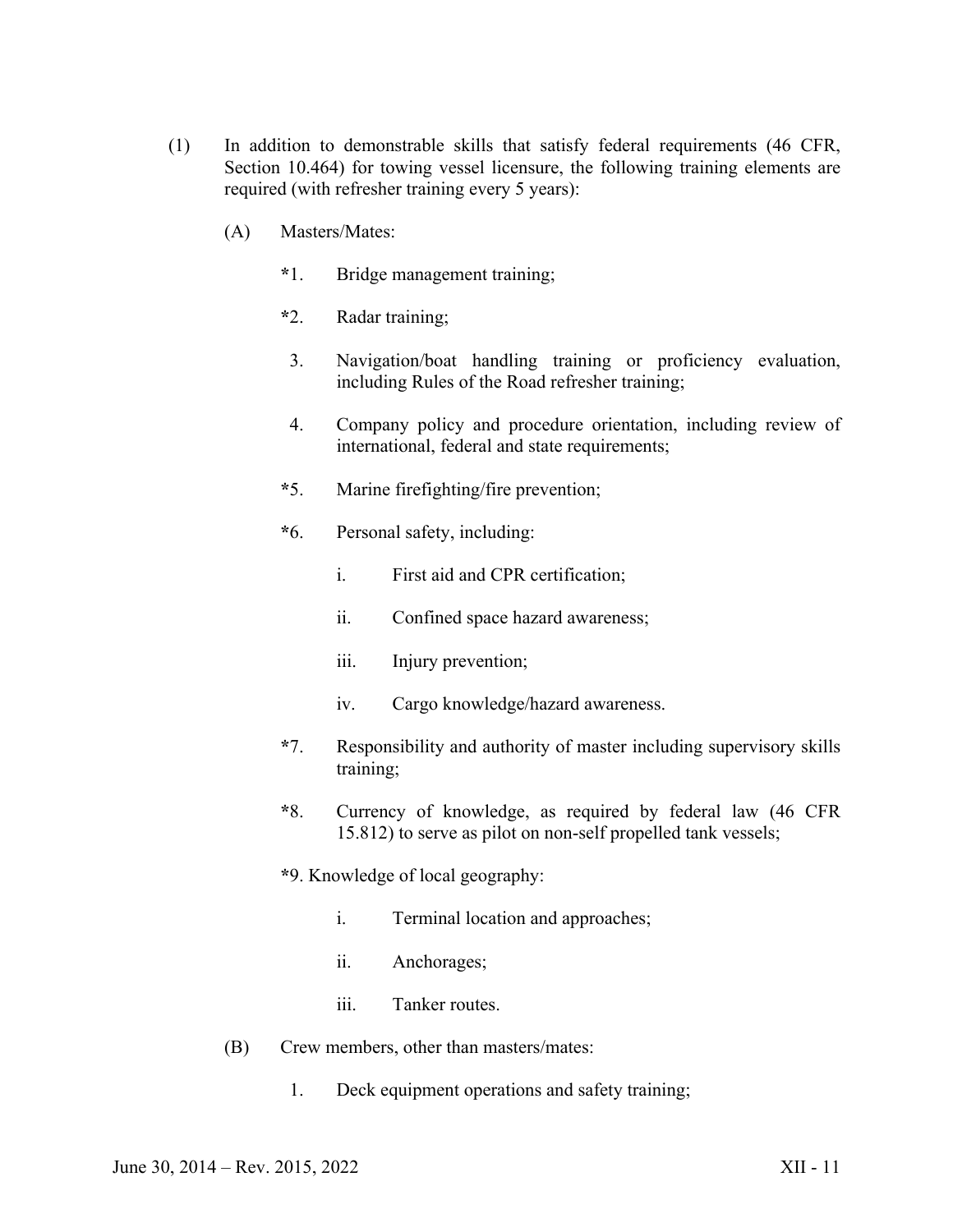(1) In addition to demonstrable skills that satisfy federal requirements (46 CFR, Section 10.464) for towing vessel licensure, the following training elements are required (with refresher training every 5 years):

   (A) Masters/Mates:

      *1. Bridge management training;

      *2. Radar training;

      3. Navigation/boat handling training or proficiency evaluation, including Rules of the Road refresher training;

      4. Company policy and procedure orientation, including review of international, federal and state requirements;

      *5. Marine firefighting/fire prevention;

      *6. Personal safety, including:

         i. First aid and CPR certification;

         ii. Confined space hazard awareness;

         iii. Injury prevention;

         iv. Cargo knowledge/hazard awareness.

      *7. Responsibility and authority of master including supervisory skills training;

      *8. Currency of knowledge, as required by federal law (46 CFR 15.812) to serve as pilot on non-self propelled tank vessels;

      *9. Knowledge of local geography:

         i. Terminal location and approaches;

         ii. Anchorages;

         iii. Tanker routes.

   (B) Crew members, other than masters/mates:

      1. Deck equipment operations and safety training;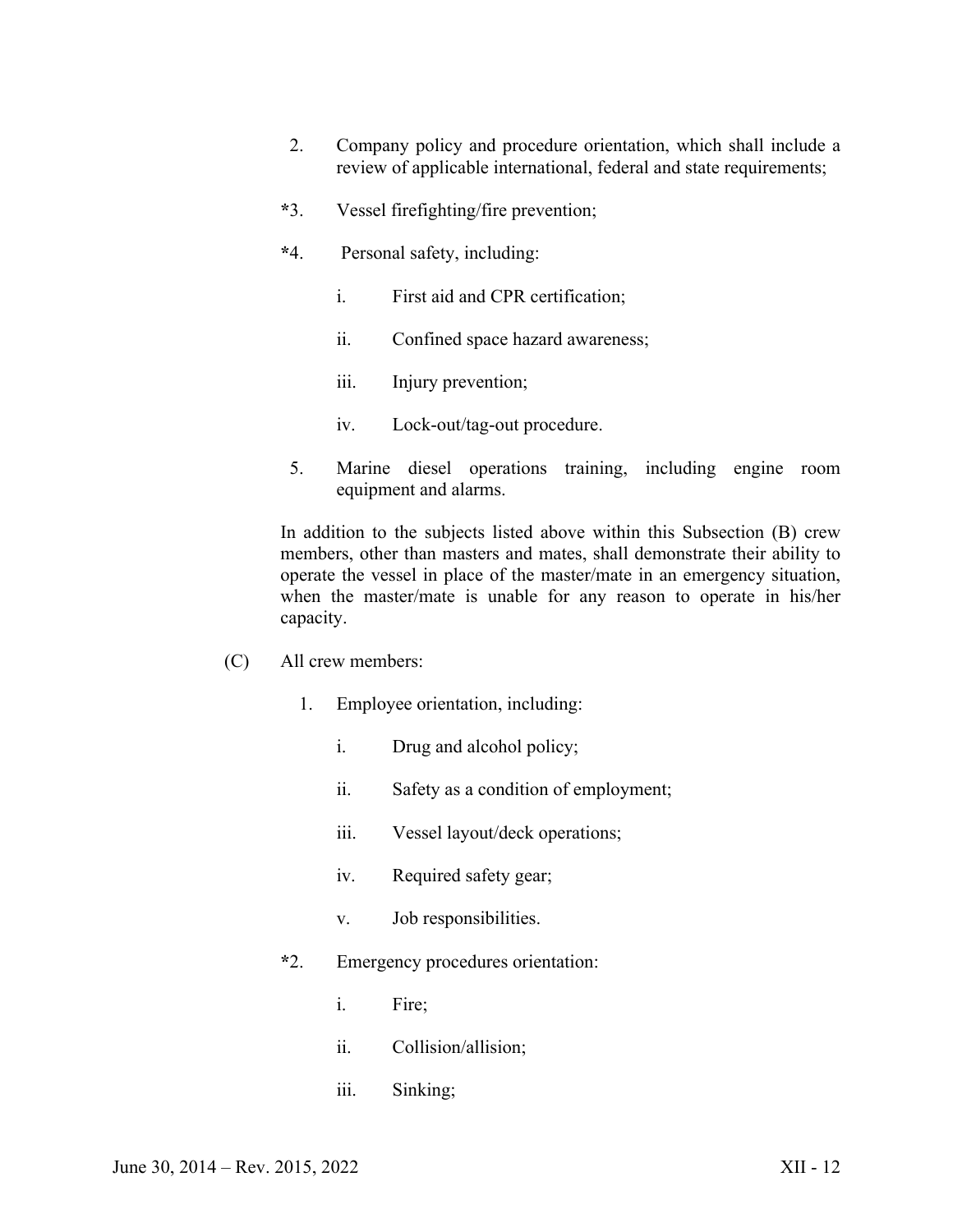2. Company policy and procedure orientation, which shall include a review of applicable international, federal and state requirements;

*3. Vessel firefighting/fire prevention;

*4. Personal safety, including:

    i. First aid and CPR certification;

    ii. Confined space hazard awareness;

    iii. Injury prevention;

    iv. Lock-out/tag-out procedure.

5. Marine diesel operations training, including engine room equipment and alarms.

In addition to the subjects listed above within this Subsection (B) crew members, other than masters and mates, shall demonstrate their ability to operate the vessel in place of the master/mate in an emergency situation, when the master/mate is unable for any reason to operate in his/her capacity.

(C) All crew members:

1. Employee orientation, including:

    i. Drug and alcohol policy;

    ii. Safety as a condition of employment;

    iii. Vessel layout/deck operations;

    iv. Required safety gear;

    v. Job responsibilities.

*2. Emergency procedures orientation:

    i. Fire;

    ii. Collision/allision;

    iii. Sinking;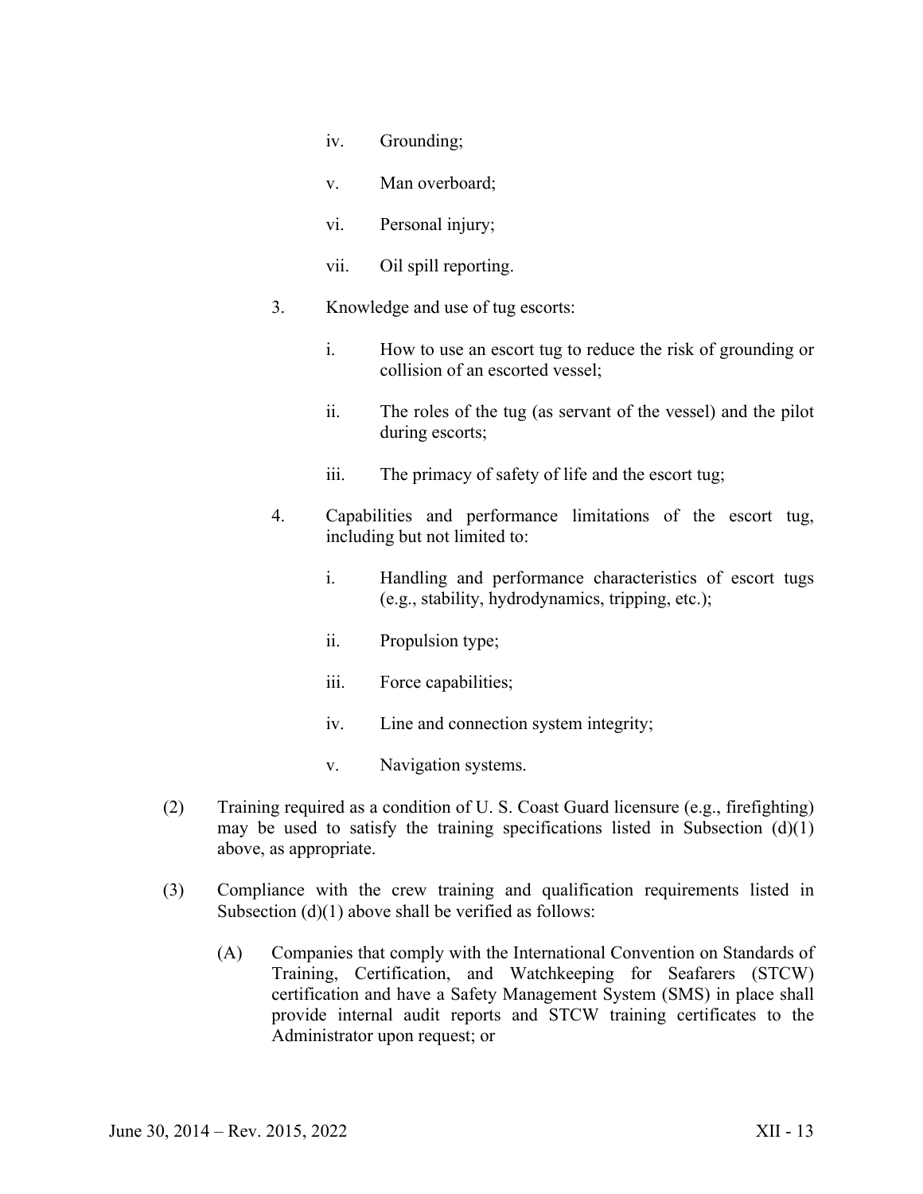iv. Grounding;

v. Man overboard;

vi. Personal injury;

vii. Oil spill reporting.

3. Knowledge and use of tug escorts:

   i. How to use an escort tug to reduce the risk of grounding or collision of an escorted vessel;

   ii. The roles of the tug (as servant of the vessel) and the pilot during escorts;

   iii. The primacy of safety of life and the escort tug;

4. Capabilities and performance limitations of the escort tug, including but not limited to:

   i. Handling and performance characteristics of escort tugs (e.g., stability, hydrodynamics, tripping, etc.);

   ii. Propulsion type;

   iii. Force capabilities;

   iv. Line and connection system integrity;

   v. Navigation systems.

(2) Training required as a condition of U. S. Coast Guard licensure (e.g., firefighting) may be used to satisfy the training specifications listed in Subsection (d)(1) above, as appropriate.

(3) Compliance with the crew training and qualification requirements listed in Subsection (d)(1) above shall be verified as follows:

(A) Companies that comply with the International Convention on Standards of Training, Certification, and Watchkeeping for Seafarers (STCW) certification and have a Safety Management System (SMS) in place shall provide internal audit reports and STCW training certificates to the Administrator upon request; or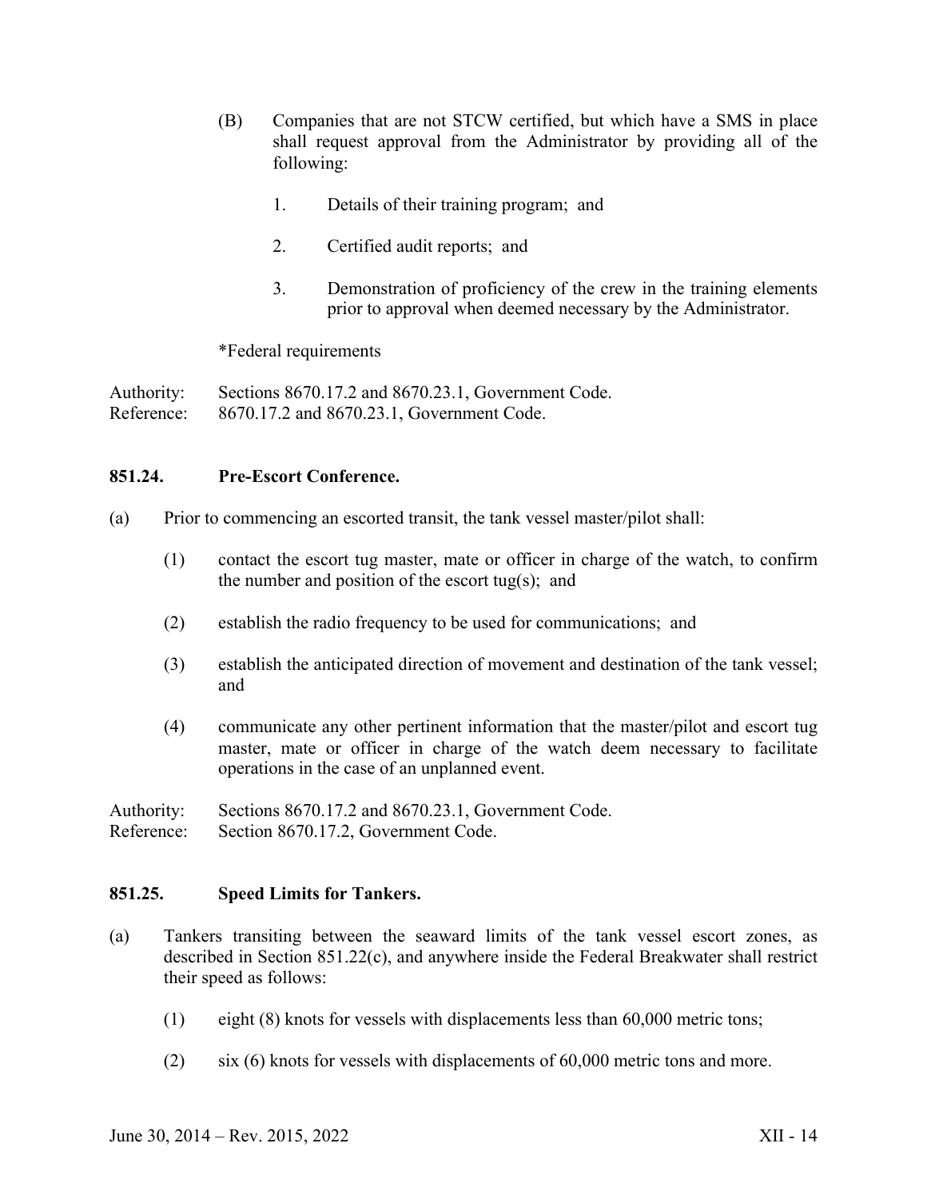(B) Companies that are not STCW certified, but which have a SMS in place shall request approval from the Administrator by providing all of the following:

1. Details of their training program; and

2. Certified audit reports; and

3. Demonstration of proficiency of the crew in the training elements prior to approval when deemed necessary by the Administrator.

*Federal requirements

Authority: Sections 8670.17.2 and 8670.23.1, Government Code.
Reference: 8670.17.2 and 8670.23.1, Government Code.

### 851.24. Pre-Escort Conference.

(a) Prior to commencing an escorted transit, the tank vessel master/pilot shall:

(1) contact the escort tug master, mate or officer in charge of the watch, to confirm the number and position of the escort tug(s); and

(2) establish the radio frequency to be used for communications; and

(3) establish the anticipated direction of movement and destination of the tank vessel; and

(4) communicate any other pertinent information that the master/pilot and escort tug master, mate or officer in charge of the watch deem necessary to facilitate operations in the case of an unplanned event.

Authority: Sections 8670.17.2 and 8670.23.1, Government Code.
Reference: Section 8670.17.2, Government Code.

### 851.25. Speed Limits for Tankers.

(a) Tankers transiting between the seaward limits of the tank vessel escort zones, as described in Section 851.22(c), and anywhere inside the Federal Breakwater shall restrict their speed as follows:

(1) eight (8) knots for vessels with displacements less than 60,000 metric tons;

(2) six (6) knots for vessels with displacements of 60,000 metric tons and more.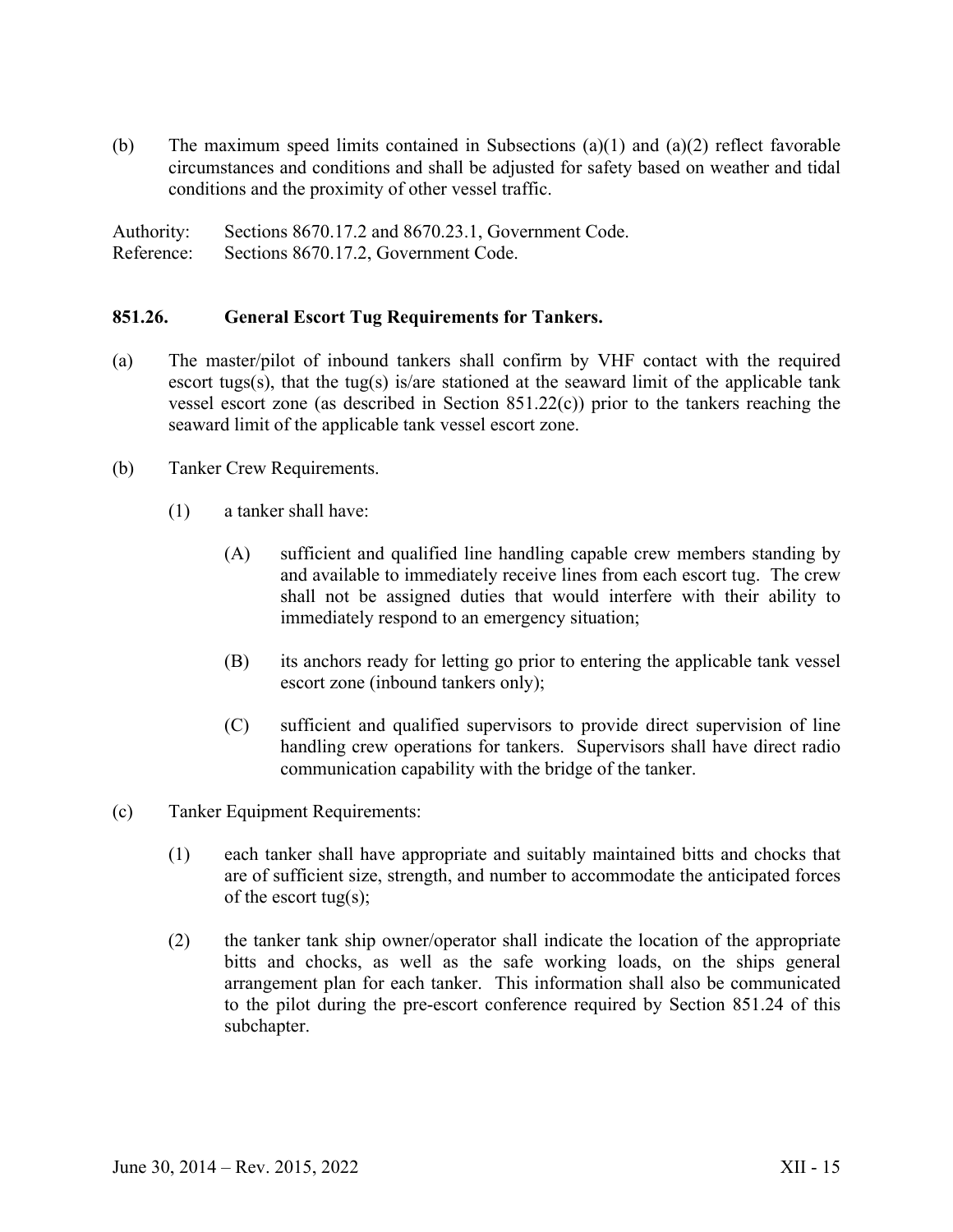(b) The maximum speed limits contained in Subsections (a)(1) and (a)(2) reflect favorable circumstances and conditions and shall be adjusted for safety based on weather and tidal conditions and the proximity of other vessel traffic.

Authority: Sections 8670.17.2 and 8670.23.1, Government Code.
Reference: Sections 8670.17.2, Government Code.

### 851.26. General Escort Tug Requirements for Tankers.

(a) The master/pilot of inbound tankers shall confirm by VHF contact with the required escort tugs(s), that the tug(s) is/are stationed at the seaward limit of the applicable tank vessel escort zone (as described in Section 851.22(c)) prior to the tankers reaching the seaward limit of the applicable tank vessel escort zone.

(b) Tanker Crew Requirements.

(1) a tanker shall have:

(A) sufficient and qualified line handling capable crew members standing by and available to immediately receive lines from each escort tug. The crew shall not be assigned duties that would interfere with their ability to immediately respond to an emergency situation;

(B) its anchors ready for letting go prior to entering the applicable tank vessel escort zone (inbound tankers only);

(C) sufficient and qualified supervisors to provide direct supervision of line handling crew operations for tankers. Supervisors shall have direct radio communication capability with the bridge of the tanker.

(c) Tanker Equipment Requirements:

(1) each tanker shall have appropriate and suitably maintained bitts and chocks that are of sufficient size, strength, and number to accommodate the anticipated forces of the escort tug(s);

(2) the tanker tank ship owner/operator shall indicate the location of the appropriate bitts and chocks, as well as the safe working loads, on the ships general arrangement plan for each tanker. This information shall also be communicated to the pilot during the pre-escort conference required by Section 851.24 of this subchapter.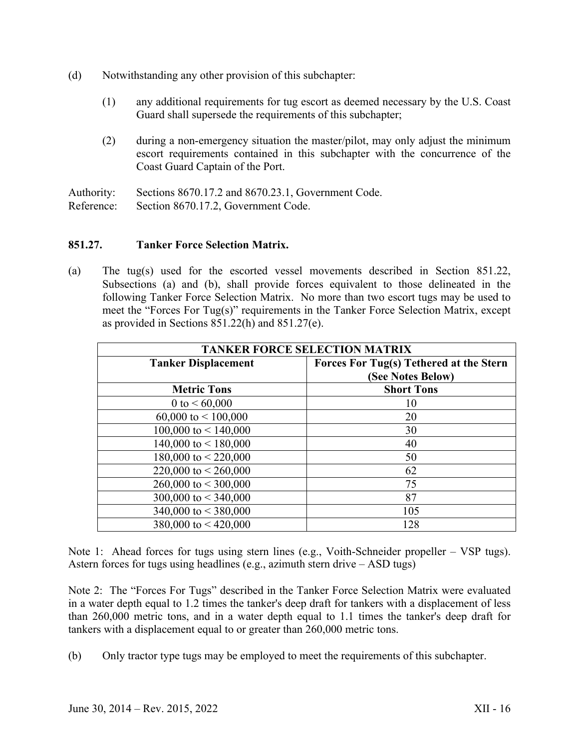(d) Notwithstanding any other provision of this subchapter:

(1) any additional requirements for tug escort as deemed necessary by the U.S. Coast Guard shall supersede the requirements of this subchapter;

(2) during a non-emergency situation the master/pilot, may only adjust the minimum escort requirements contained in this subchapter with the concurrence of the Coast Guard Captain of the Port.

Authority: Sections 8670.17.2 and 8670.23.1, Government Code.
Reference: Section 8670.17.2, Government Code.

### 851.27. Tanker Force Selection Matrix.

(a) The tug(s) used for the escorted vessel movements described in Section 851.22, Subsections (a) and (b), shall provide forces equivalent to those delineated in the following Tanker Force Selection Matrix. No more than two escort tugs may be used to meet the "Forces For Tug(s)" requirements in the Tanker Force Selection Matrix, except as provided in Sections 851.22(h) and 851.27(e).

| **TANKER FORCE SELECTION MATRIX** | |
|---|---|
| **Tanker Displacement** | **Forces For Tug(s) Tethered at the Stern (See Notes Below)** |
| **Metric Tons** | **Short Tons** |
| 0 to < 60,000 | 10 |
| 60,000 to < 100,000 | 20 |
| 100,000 to < 140,000 | 30 |
| 140,000 to < 180,000 | 40 |
| 180,000 to < 220,000 | 50 |
| 220,000 to < 260,000 | 62 |
| 260,000 to < 300,000 | 75 |
| 300,000 to < 340,000 | 87 |
| 340,000 to < 380,000 | 105 |
| 380,000 to < 420,000 | 128 |

Note 1: Ahead forces for tugs using stern lines (e.g., Voith-Schneider propeller – VSP tugs). Astern forces for tugs using headlines (e.g., azimuth stern drive – ASD tugs)

Note 2: The "Forces For Tugs" described in the Tanker Force Selection Matrix were evaluated in a water depth equal to 1.2 times the tanker's deep draft for tankers with a displacement of less than 260,000 metric tons, and in a water depth equal to 1.1 times the tanker's deep draft for tankers with a displacement equal to or greater than 260,000 metric tons.

(b) Only tractor type tugs may be employed to meet the requirements of this subchapter.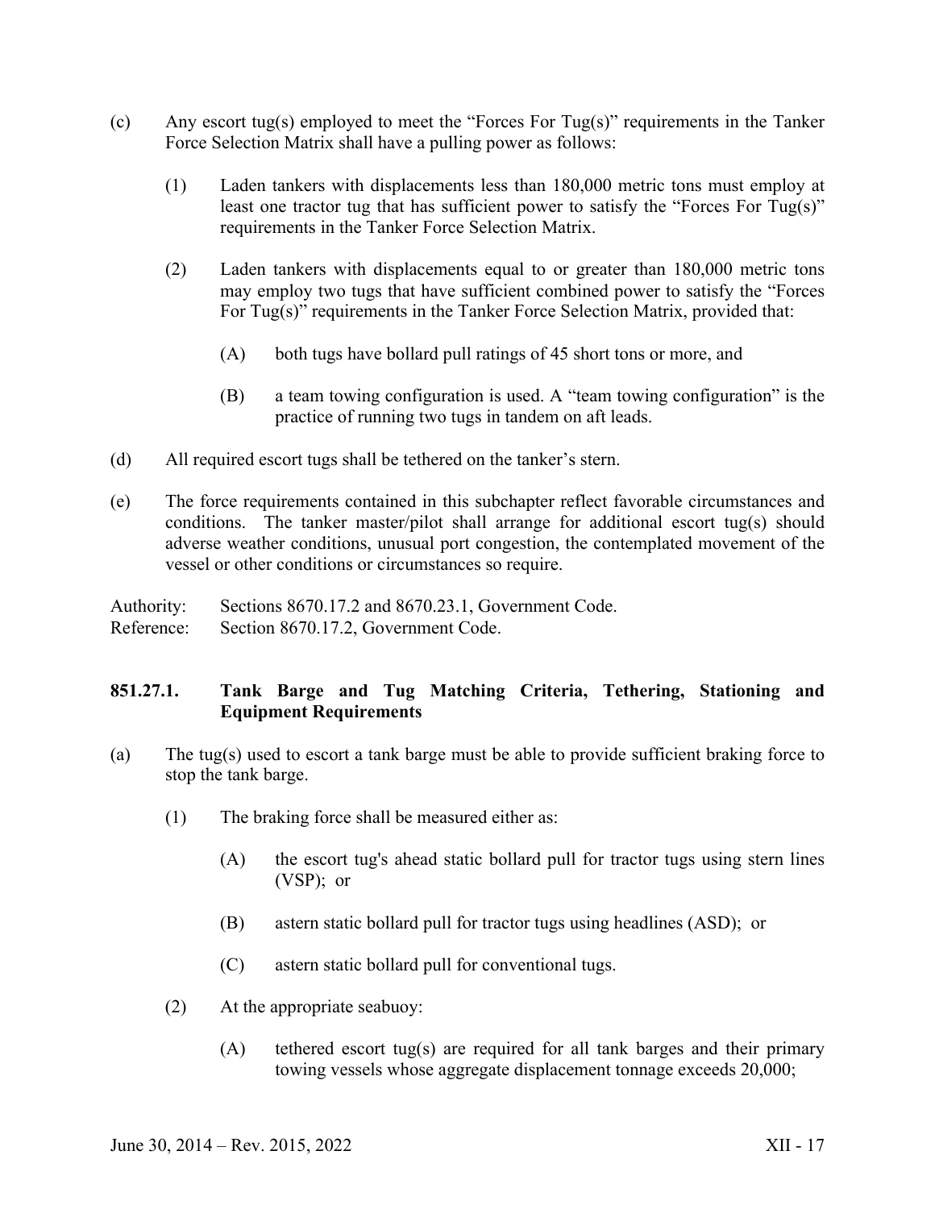(c) Any escort tug(s) employed to meet the "Forces For Tug(s)" requirements in the Tanker Force Selection Matrix shall have a pulling power as follows:

  (1) Laden tankers with displacements less than 180,000 metric tons must employ at least one tractor tug that has sufficient power to satisfy the "Forces For Tug(s)" requirements in the Tanker Force Selection Matrix.

  (2) Laden tankers with displacements equal to or greater than 180,000 metric tons may employ two tugs that have sufficient combined power to satisfy the "Forces For Tug(s)" requirements in the Tanker Force Selection Matrix, provided that:

    (A) both tugs have bollard pull ratings of 45 short tons or more, and

    (B) a team towing configuration is used. A "team towing configuration" is the practice of running two tugs in tandem on aft leads.

(d) All required escort tugs shall be tethered on the tanker's stern.

(e) The force requirements contained in this subchapter reflect favorable circumstances and conditions. The tanker master/pilot shall arrange for additional escort tug(s) should adverse weather conditions, unusual port congestion, the contemplated movement of the vessel or other conditions or circumstances so require.

Authority: Sections 8670.17.2 and 8670.23.1, Government Code.
Reference: Section 8670.17.2, Government Code.

### 851.27.1. Tank Barge and Tug Matching Criteria, Tethering, Stationing and Equipment Requirements

(a) The tug(s) used to escort a tank barge must be able to provide sufficient braking force to stop the tank barge.

  (1) The braking force shall be measured either as:

    (A) the escort tug's ahead static bollard pull for tractor tugs using stern lines (VSP); or

    (B) astern static bollard pull for tractor tugs using headlines (ASD); or

    (C) astern static bollard pull for conventional tugs.

  (2) At the appropriate seabuoy:

    (A) tethered escort tug(s) are required for all tank barges and their primary towing vessels whose aggregate displacement tonnage exceeds 20,000;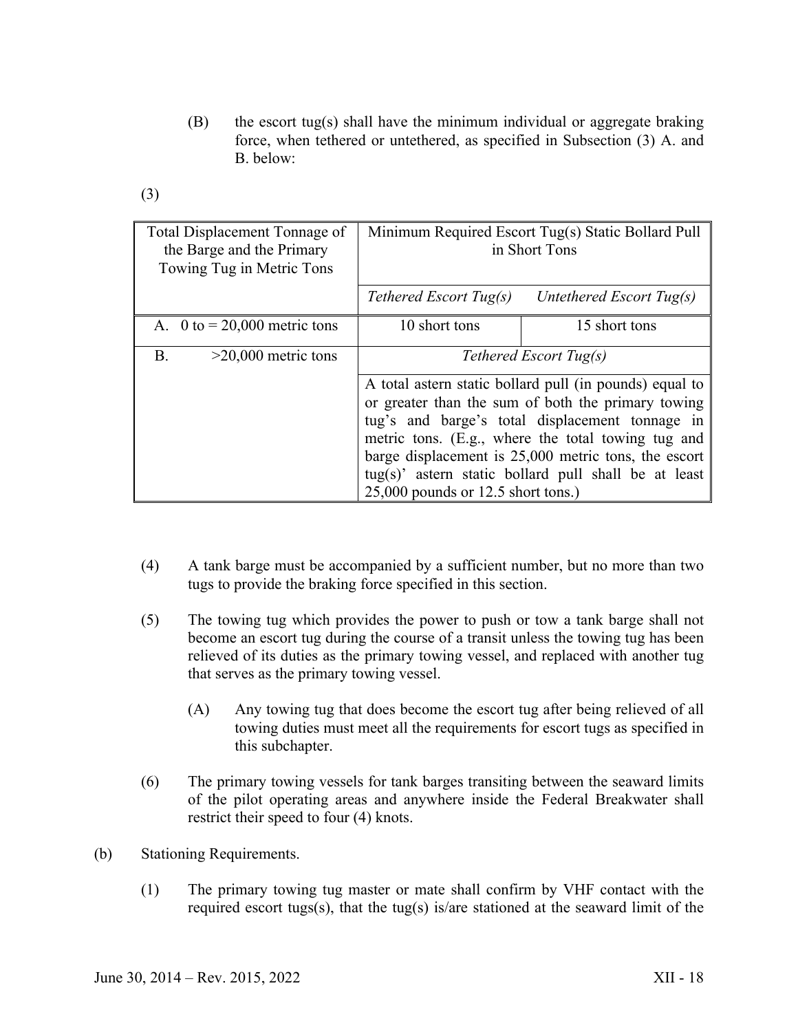(B) the escort tug(s) shall have the minimum individual or aggregate braking force, when tethered or untethered, as specified in Subsection (3) A. and B. below:

(3)

| Total Displacement Tonnage of the Barge and the Primary Towing Tug in Metric Tons | Minimum Required Escort Tug(s) Static Bollard Pull in Short Tons | |
|---|---|---|
| | *Tethered Escort Tug(s)* | *Untethered Escort Tug(s)* |
| A. 0 to = 20,000 metric tons | 10 short tons | 15 short tons |
| B. >20,000 metric tons | *Tethered Escort Tug(s)* | |
| | A total astern static bollard pull (in pounds) equal to or greater than the sum of both the primary towing tug's and barge's total displacement tonnage in metric tons. (E.g., where the total towing tug and barge displacement is 25,000 metric tons, the escort tug(s)' astern static bollard pull shall be at least 25,000 pounds or 12.5 short tons.) | |

(4) A tank barge must be accompanied by a sufficient number, but no more than two tugs to provide the braking force specified in this section.

(5) The towing tug which provides the power to push or tow a tank barge shall not become an escort tug during the course of a transit unless the towing tug has been relieved of its duties as the primary towing vessel, and replaced with another tug that serves as the primary towing vessel.

(A) Any towing tug that does become the escort tug after being relieved of all towing duties must meet all the requirements for escort tugs as specified in this subchapter.

(6) The primary towing vessels for tank barges transiting between the seaward limits of the pilot operating areas and anywhere inside the Federal Breakwater shall restrict their speed to four (4) knots.

(b) Stationing Requirements.

(1) The primary towing tug master or mate shall confirm by VHF contact with the required escort tugs(s), that the tug(s) is/are stationed at the seaward limit of the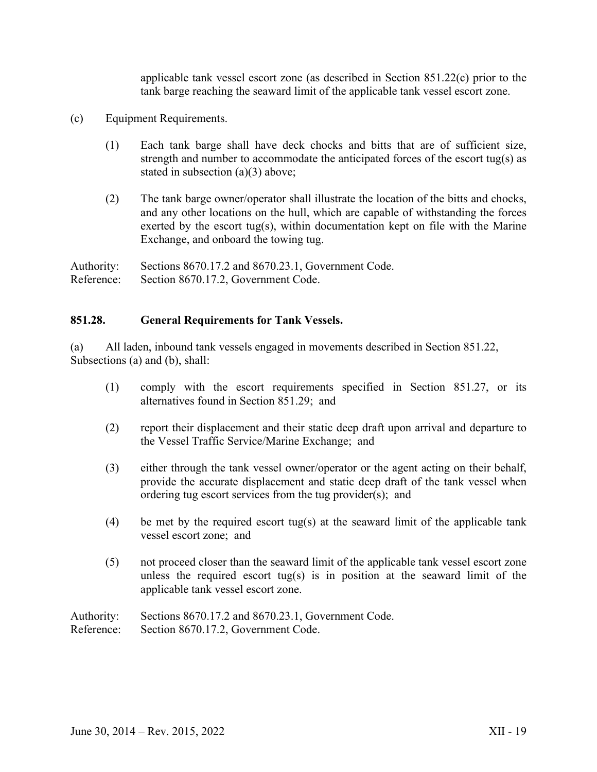applicable tank vessel escort zone (as described in Section 851.22(c) prior to the tank barge reaching the seaward limit of the applicable tank vessel escort zone.

(c) Equipment Requirements.

(1) Each tank barge shall have deck chocks and bitts that are of sufficient size, strength and number to accommodate the anticipated forces of the escort tug(s) as stated in subsection (a)(3) above;

(2) The tank barge owner/operator shall illustrate the location of the bitts and chocks, and any other locations on the hull, which are capable of withstanding the forces exerted by the escort tug(s), within documentation kept on file with the Marine Exchange, and onboard the towing tug.

Authority: Sections 8670.17.2 and 8670.23.1, Government Code.
Reference: Section 8670.17.2, Government Code.

### 851.28. General Requirements for Tank Vessels.

(a) All laden, inbound tank vessels engaged in movements described in Section 851.22, Subsections (a) and (b), shall:

(1) comply with the escort requirements specified in Section 851.27, or its alternatives found in Section 851.29; and

(2) report their displacement and their static deep draft upon arrival and departure to the Vessel Traffic Service/Marine Exchange; and

(3) either through the tank vessel owner/operator or the agent acting on their behalf, provide the accurate displacement and static deep draft of the tank vessel when ordering tug escort services from the tug provider(s); and

(4) be met by the required escort tug(s) at the seaward limit of the applicable tank vessel escort zone; and

(5) not proceed closer than the seaward limit of the applicable tank vessel escort zone unless the required escort tug(s) is in position at the seaward limit of the applicable tank vessel escort zone.

Authority: Sections 8670.17.2 and 8670.23.1, Government Code.
Reference: Section 8670.17.2, Government Code.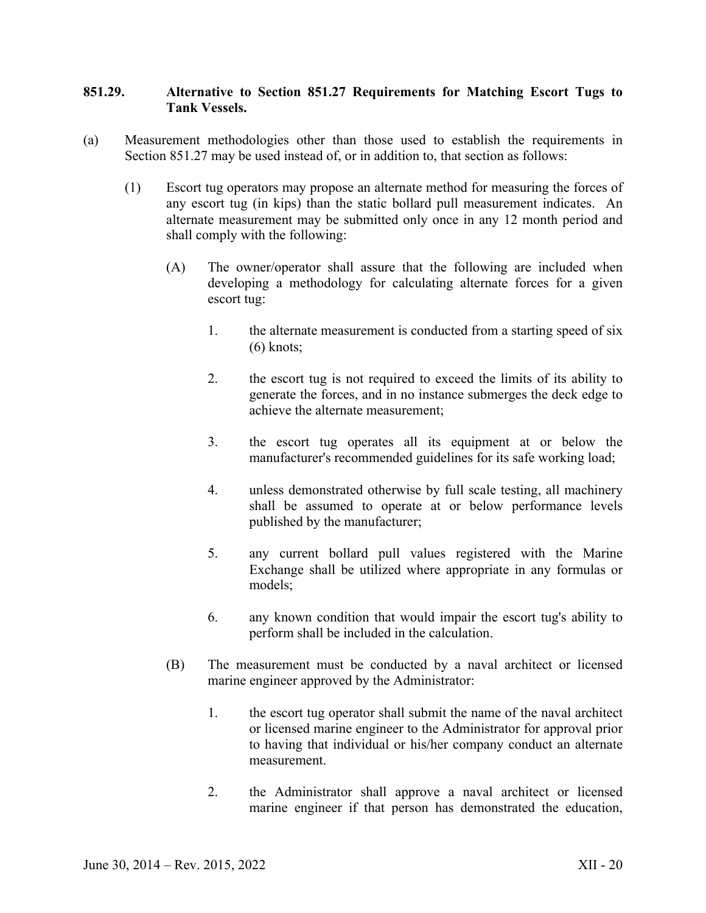## 851.29. Alternative to Section 851.27 Requirements for Matching Escort Tugs to Tank Vessels.

(a) Measurement methodologies other than those used to establish the requirements in Section 851.27 may be used instead of, or in addition to, that section as follows:

(1) Escort tug operators may propose an alternate method for measuring the forces of any escort tug (in kips) than the static bollard pull measurement indicates. An alternate measurement may be submitted only once in any 12 month period and shall comply with the following:

(A) The owner/operator shall assure that the following are included when developing a methodology for calculating alternate forces for a given escort tug:

1. the alternate measurement is conducted from a starting speed of six (6) knots;

2. the escort tug is not required to exceed the limits of its ability to generate the forces, and in no instance submerges the deck edge to achieve the alternate measurement;

3. the escort tug operates all its equipment at or below the manufacturer's recommended guidelines for its safe working load;

4. unless demonstrated otherwise by full scale testing, all machinery shall be assumed to operate at or below performance levels published by the manufacturer;

5. any current bollard pull values registered with the Marine Exchange shall be utilized where appropriate in any formulas or models;

6. any known condition that would impair the escort tug's ability to perform shall be included in the calculation.

(B) The measurement must be conducted by a naval architect or licensed marine engineer approved by the Administrator:

1. the escort tug operator shall submit the name of the naval architect or licensed marine engineer to the Administrator for approval prior to having that individual or his/her company conduct an alternate measurement.

2. the Administrator shall approve a naval architect or licensed marine engineer if that person has demonstrated the education,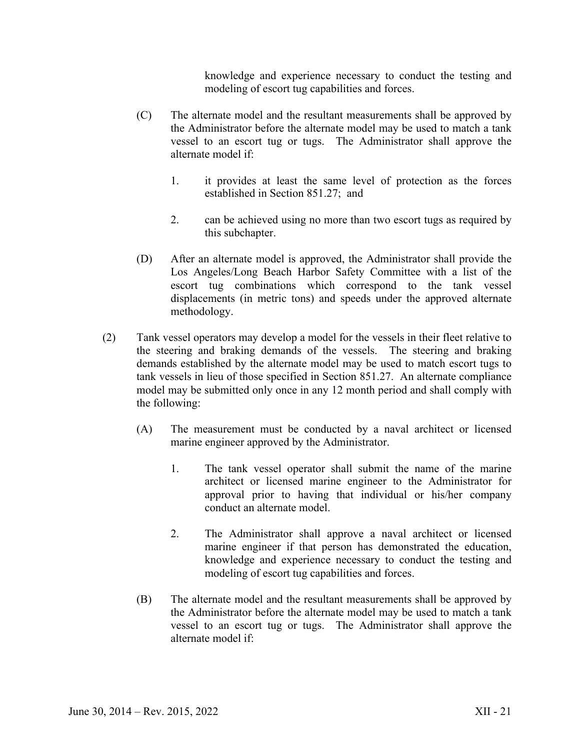knowledge and experience necessary to conduct the testing and modeling of escort tug capabilities and forces.

(C) The alternate model and the resultant measurements shall be approved by the Administrator before the alternate model may be used to match a tank vessel to an escort tug or tugs. The Administrator shall approve the alternate model if:

1. it provides at least the same level of protection as the forces established in Section 851.27; and

2. can be achieved using no more than two escort tugs as required by this subchapter.

(D) After an alternate model is approved, the Administrator shall provide the Los Angeles/Long Beach Harbor Safety Committee with a list of the escort tug combinations which correspond to the tank vessel displacements (in metric tons) and speeds under the approved alternate methodology.

(2) Tank vessel operators may develop a model for the vessels in their fleet relative to the steering and braking demands of the vessels. The steering and braking demands established by the alternate model may be used to match escort tugs to tank vessels in lieu of those specified in Section 851.27. An alternate compliance model may be submitted only once in any 12 month period and shall comply with the following:

(A) The measurement must be conducted by a naval architect or licensed marine engineer approved by the Administrator.

1. The tank vessel operator shall submit the name of the marine architect or licensed marine engineer to the Administrator for approval prior to having that individual or his/her company conduct an alternate model.

2. The Administrator shall approve a naval architect or licensed marine engineer if that person has demonstrated the education, knowledge and experience necessary to conduct the testing and modeling of escort tug capabilities and forces.

(B) The alternate model and the resultant measurements shall be approved by the Administrator before the alternate model may be used to match a tank vessel to an escort tug or tugs. The Administrator shall approve the alternate model if: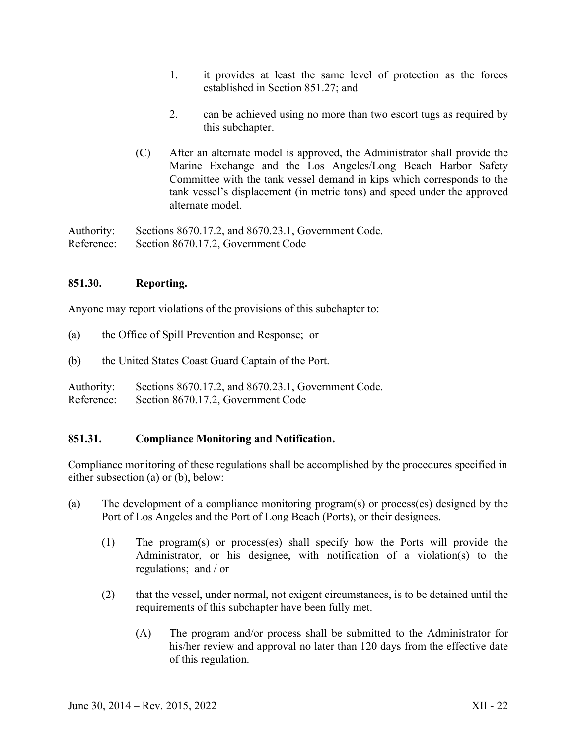1. it provides at least the same level of protection as the forces established in Section 851.27; and

2. can be achieved using no more than two escort tugs as required by this subchapter.

(C) After an alternate model is approved, the Administrator shall provide the Marine Exchange and the Los Angeles/Long Beach Harbor Safety Committee with the tank vessel demand in kips which corresponds to the tank vessel's displacement (in metric tons) and speed under the approved alternate model.

Authority: Sections 8670.17.2, and 8670.23.1, Government Code.
Reference: Section 8670.17.2, Government Code

### 851.30. Reporting.

Anyone may report violations of the provisions of this subchapter to:

(a) the Office of Spill Prevention and Response; or

(b) the United States Coast Guard Captain of the Port.

Authority: Sections 8670.17.2, and 8670.23.1, Government Code.
Reference: Section 8670.17.2, Government Code

### 851.31. Compliance Monitoring and Notification.

Compliance monitoring of these regulations shall be accomplished by the procedures specified in either subsection (a) or (b), below:

(a) The development of a compliance monitoring program(s) or process(es) designed by the Port of Los Angeles and the Port of Long Beach (Ports), or their designees.

(1) The program(s) or process(es) shall specify how the Ports will provide the Administrator, or his designee, with notification of a violation(s) to the regulations; and / or

(2) that the vessel, under normal, not exigent circumstances, is to be detained until the requirements of this subchapter have been fully met.

(A) The program and/or process shall be submitted to the Administrator for his/her review and approval no later than 120 days from the effective date of this regulation.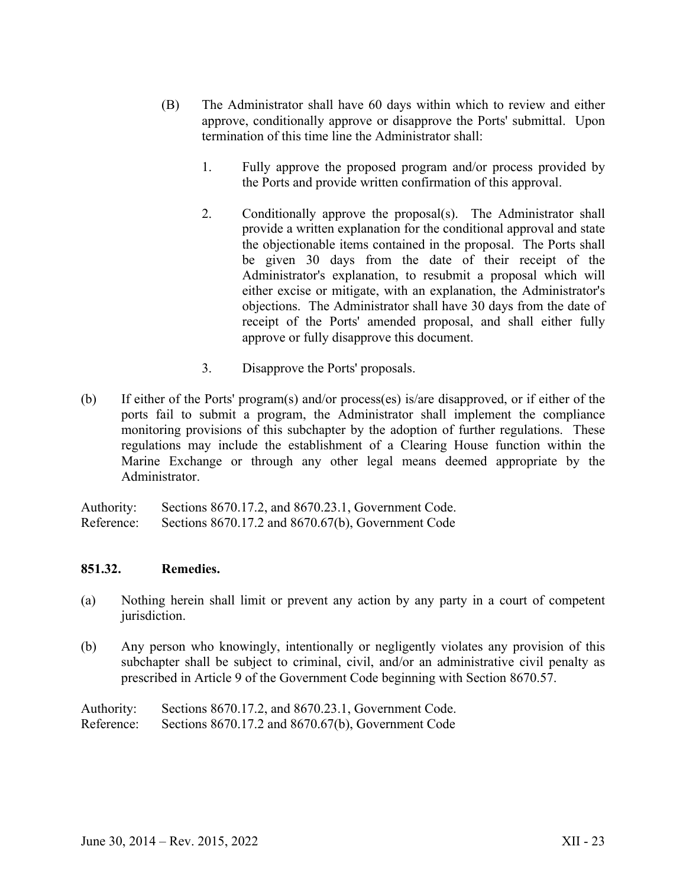(B) The Administrator shall have 60 days within which to review and either approve, conditionally approve or disapprove the Ports' submittal. Upon termination of this time line the Administrator shall:

1. Fully approve the proposed program and/or process provided by the Ports and provide written confirmation of this approval.

2. Conditionally approve the proposal(s). The Administrator shall provide a written explanation for the conditional approval and state the objectionable items contained in the proposal. The Ports shall be given 30 days from the date of their receipt of the Administrator's explanation, to resubmit a proposal which will either excise or mitigate, with an explanation, the Administrator's objections. The Administrator shall have 30 days from the date of receipt of the Ports' amended proposal, and shall either fully approve or fully disapprove this document.

3. Disapprove the Ports' proposals.

(b) If either of the Ports' program(s) and/or process(es) is/are disapproved, or if either of the ports fail to submit a program, the Administrator shall implement the compliance monitoring provisions of this subchapter by the adoption of further regulations. These regulations may include the establishment of a Clearing House function within the Marine Exchange or through any other legal means deemed appropriate by the Administrator.

Authority: Sections 8670.17.2, and 8670.23.1, Government Code.
Reference: Sections 8670.17.2 and 8670.67(b), Government Code

### 851.32. Remedies.

(a) Nothing herein shall limit or prevent any action by any party in a court of competent jurisdiction.

(b) Any person who knowingly, intentionally or negligently violates any provision of this subchapter shall be subject to criminal, civil, and/or an administrative civil penalty as prescribed in Article 9 of the Government Code beginning with Section 8670.57.

Authority: Sections 8670.17.2, and 8670.23.1, Government Code.
Reference: Sections 8670.17.2 and 8670.67(b), Government Code